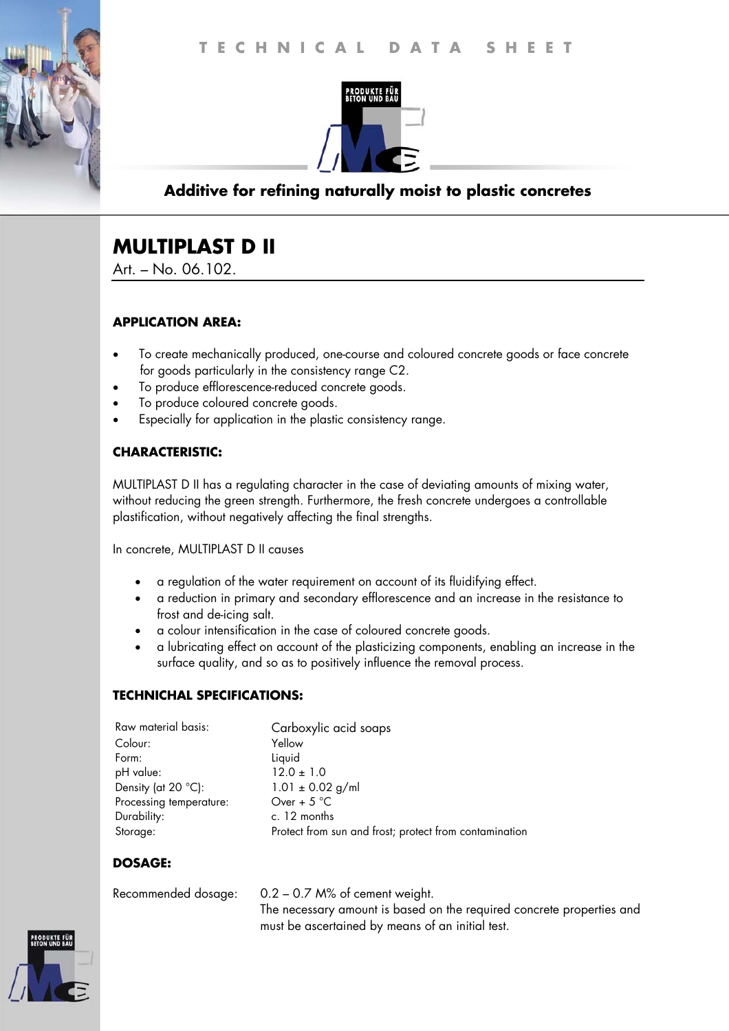TECHNICAL DATA SHEET

**Additive for refining naturally moist to plastic concretes**

# MULTIPLAST D II

Art. – No. 06.102.

### APPLICATION AREA:

- To create mechanically produced, one-course and coloured concrete goods or face concrete for goods particularly in the consistency range C2.
- To produce efflorescence-reduced concrete goods.
- To produce coloured concrete goods.
- Especially for application in the plastic consistency range.

### CHARACTERISTIC:

MULTIPLAST D II has a regulating character in the case of deviating amounts of mixing water, without reducing the green strength. Furthermore, the fresh concrete undergoes a controllable plastification, without negatively affecting the final strengths.

In concrete, MULTIPLAST D II causes

- a regulation of the water requirement on account of its fluidifying effect.
- a reduction in primary and secondary efflorescence and an increase in the resistance to frost and de-icing salt.
- a colour intensification in the case of coloured concrete goods.
- a lubricating effect on account of the plasticizing components, enabling an increase in the surface quality, and so as to positively influence the removal process.

### TECHNICHAL SPECIFICATIONS:

| | |
|---|---|
| Raw material basis: | Carboxylic acid soaps |
| Colour: | Yellow |
| Form: | Liquid |
| pH value: | 12.0 ± 1.0 |
| Density (at 20 °C): | 1.01 ± 0.02 g/ml |
| Processing temperature: | Over + 5 °C |
| Durability: | c. 12 months |
| Storage: | Protect from sun and frost; protect from contamination |

### DOSAGE:

Recommended dosage: 0.2 – 0.7 M% of cement weight.
The necessary amount is based on the required concrete properties and must be ascertained by means of an initial test.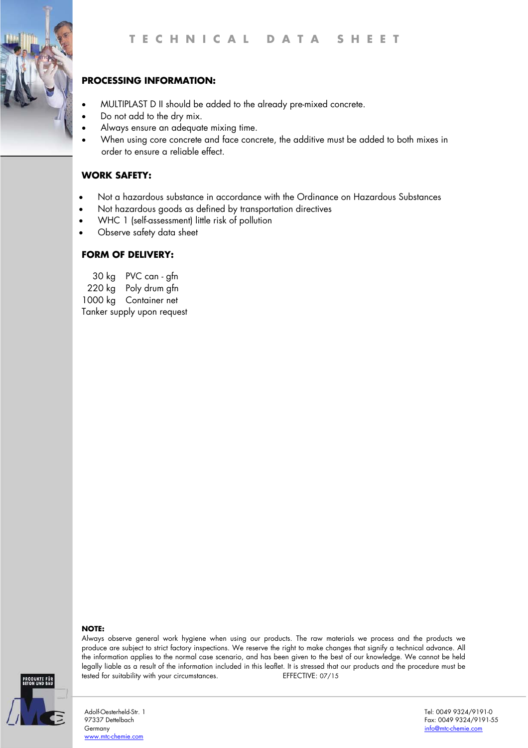## PROCESSING INFORMATION:

- MULTIPLAST D II should be added to the already pre-mixed concrete.
- Do not add to the dry mix.
- Always ensure an adequate mixing time.
- When using core concrete and face concrete, the additive must be added to both mixes in order to ensure a reliable effect.

## WORK SAFETY:

- Not a hazardous substance in accordance with the Ordinance on Hazardous Substances
- Not hazardous goods as defined by transportation directives
- WHC 1 (self-assessment) little risk of pollution
- Observe safety data sheet

## FORM OF DELIVERY:

| | |
|---|---|
| 30 kg | PVC can - gfn |
| 220 kg | Poly drum gfn |
| 1000 kg | Container net |

Tanker supply upon request

**NOTE:**
Always observe general work hygiene when using our products. The raw materials we process and the products we produce are subject to strict factory inspections. We reserve the right to make changes that signify a technical advance. All the information applies to the normal case scenario, and has been given to the best of our knowledge. We cannot be held legally liable as a result of the information included in this leaflet. It is stressed that our products and the procedure must be tested for suitability with your circumstances. EFFECTIVE: 07/15

Adolf-Oesterheld-Str. 1
97337 Dettelbach
Germany
www.mtc-chemie.com

Tel: 0049 9324/9191-0
Fax: 0049 9324/9191-55
info@mtc-chemie.com